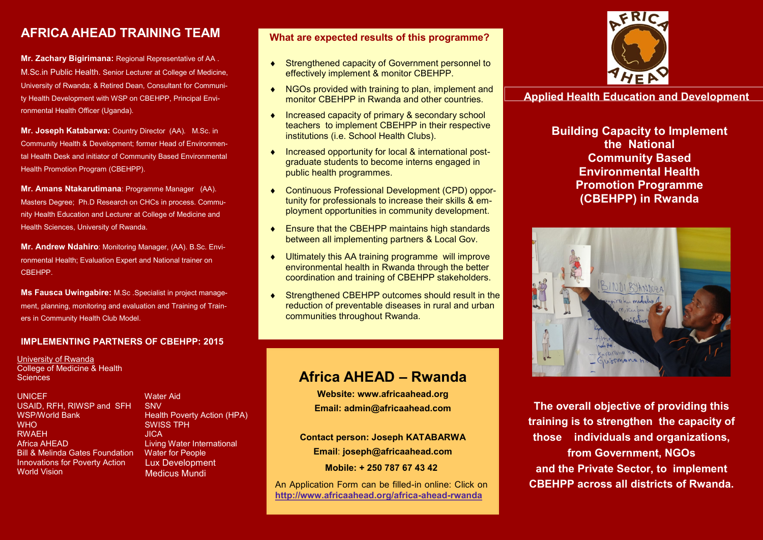## AFRICA AHEAD TRAINING TEAM

**Mr. Zachary Bigirimana:** Regional Representative of AA . M.Sc.in Public Health. Senior Lecturer at College of Medicine, University of Rwanda; & Retired Dean, Consultant for Community Health Development with WSP on CBEHPP, Principal Environmental Health Officer (Uganda).

**Mr. Joseph Katabarwa:** Country Director (AA). M.Sc. in Community Health & Development; former Head of Environmental Health Desk and initiator of Community Based Environmental Health Promotion Program (CBEHPP).

**Mr. Amans Ntakarutimana**: Programme Manager (AA). Masters Degree; Ph.D Research on CHCs in process. Community Health Education and Lecturer at College of Medicine and Health Sciences, University of Rwanda.

**Mr. Andrew Ndahiro**: Monitoring Manager, (AA). B.Sc. Environmental Health; Evaluation Expert and National trainer on CBEHPP.

**Ms Fausca Uwingabire:** M.Sc .Specialist in project management, planning, monitoring and evaluation and Training of Trainers in Community Health Club Model.

### IMPLEMENTING PARTNERS OF CBEHPP: 2015

University of Rwanda
College of Medicine & Health Sciences

UNICEF
USAID, RFH, RIWSP and SFH
WSP/World Bank
WHO
RWAEH
Africa AHEAD
Bill & Melinda Gates Foundation
Innovations for Poverty Action
World Vision
Water Aid
SNV
Health Poverty Action (HPA)
SWISS TPH
JICA
Living Water International
Water for People
Lux Development
Medicus Mundi

### What are expected results of this programme?

- Strengthened capacity of Government personnel to effectively implement & monitor CBEHPP.
- NGOs provided with training to plan, implement and monitor CBEHPP in Rwanda and other countries.
- Increased capacity of primary & secondary school teachers to implement CBEHPP in their respective institutions (i.e. School Health Clubs).
- Increased opportunity for local & international post-graduate students to become interns engaged in public health programmes.
- Continuous Professional Development (CPD) opportunity for professionals to increase their skills & employment opportunities in community development.
- Ensure that the CBEHPP maintains high standards between all implementing partners & Local Gov.
- Ultimately this AA training programme will improve environmental health in Rwanda through the better coordination and training of CBEHPP stakeholders.
- Strengthened CBEHPP outcomes should result in the reduction of preventable diseases in rural and urban communities throughout Rwanda.

## Africa AHEAD – Rwanda

**Website: www.africaahead.org**
**Email: admin@africaahead.com**

**Contact person: Joseph KATABARWA**
**Email**: **joseph@africaahead.com**
**Mobile: + 250 787 67 43 42**

An Application Form can be filled-in online: Click on **http://www.africaahead.org/africa-ahead-rwanda**

**Applied Health Education and Development**

## Building Capacity to Implement the National Community Based Environmental Health Promotion Programme (CBEHPP) in Rwanda

**The overall objective of providing this training is to strengthen the capacity of those individuals and organizations, from Government, NGOs and the Private Sector, to implement CBEHPP across all districts of Rwanda.**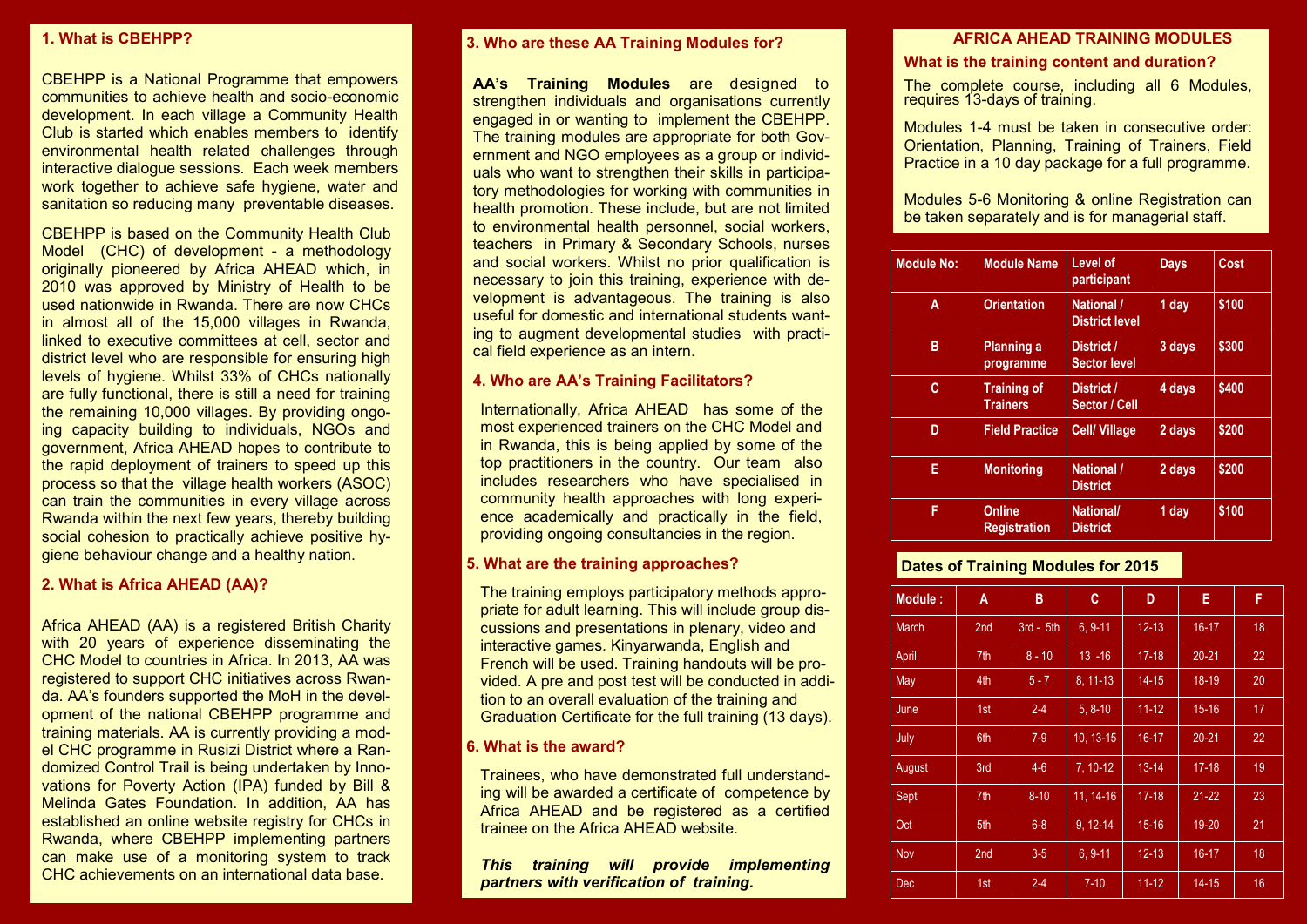## 1. What is CBEHPP?

CBEHPP is a National Programme that empowers communities to achieve health and socio-economic development. In each village a Community Health Club is started which enables members to identify environmental health related challenges through interactive dialogue sessions. Each week members work together to achieve safe hygiene, water and sanitation so reducing many preventable diseases.

CBEHPP is based on the Community Health Club Model (CHC) of development - a methodology originally pioneered by Africa AHEAD which, in 2010 was approved by Ministry of Health to be used nationwide in Rwanda. There are now CHCs in almost all of the 15,000 villages in Rwanda, linked to executive committees at cell, sector and district level who are responsible for ensuring high levels of hygiene. Whilst 33% of CHCs nationally are fully functional, there is still a need for training the remaining 10,000 villages. By providing ongoing capacity building to individuals, NGOs and government, Africa AHEAD hopes to contribute to the rapid deployment of trainers to speed up this process so that the village health workers (ASOC) can train the communities in every village across Rwanda within the next few years, thereby building social cohesion to practically achieve positive hygiene behaviour change and a healthy nation.

## 2. What is Africa AHEAD (AA)?

Africa AHEAD (AA) is a registered British Charity with 20 years of experience disseminating the CHC Model to countries in Africa. In 2013, AA was registered to support CHC initiatives across Rwanda. AA's founders supported the MoH in the development of the national CBEHPP programme and training materials. AA is currently providing a model CHC programme in Rusizi District where a Randomized Control Trail is being undertaken by Innovations for Poverty Action (IPA) funded by Bill & Melinda Gates Foundation. In addition, AA has established an online website registry for CHCs in Rwanda, where CBEHPP implementing partners can make use of a monitoring system to track CHC achievements on an international data base.

## 3. Who are these AA Training Modules for?

**AA's Training Modules** are designed to strengthen individuals and organisations currently engaged in or wanting to implement the CBEHPP. The training modules are appropriate for both Government and NGO employees as a group or individuals who want to strengthen their skills in participatory methodologies for working with communities in health promotion. These include, but are not limited to environmental health personnel, social workers, teachers in Primary & Secondary Schools, nurses and social workers. Whilst no prior qualification is necessary to join this training, experience with development is advantageous. The training is also useful for domestic and international students wanting to augment developmental studies with practical field experience as an intern.

## 4. Who are AA's Training Facilitators?

Internationally, Africa AHEAD has some of the most experienced trainers on the CHC Model and in Rwanda, this is being applied by some of the top practitioners in the country. Our team also includes researchers who have specialised in community health approaches with long experience academically and practically in the field, providing ongoing consultancies in the region.

## 5. What are the training approaches?

The training employs participatory methods appropriate for adult learning. This will include group discussions and presentations in plenary, video and interactive games. Kinyarwanda, English and French will be used. Training handouts will be provided. A pre and post test will be conducted in addition to an overall evaluation of the training and Graduation Certificate for the full training (13 days).

## 6. What is the award?

Trainees, who have demonstrated full understanding will be awarded a certificate of competence by Africa AHEAD and be registered as a certified trainee on the Africa AHEAD website.

***This training will provide implementing partners with verification of training.***

## AFRICA AHEAD TRAINING MODULES

### What is the training content and duration?

The complete course, including all 6 Modules, requires 13-days of training.

Modules 1-4 must be taken in consecutive order: Orientation, Planning, Training of Trainers, Field Practice in a 10 day package for a full programme.

Modules 5-6 Monitoring & online Registration can be taken separately and is for managerial staff.

| Module No: | Module Name | Level of participant | Days | Cost |
|---|---|---|---|---|
| A | Orientation | National / District level | 1 day | $100 |
| B | Planning a programme | District / Sector level | 3 days | $300 |
| C | Training of Trainers | District / Sector / Cell | 4 days | $400 |
| D | Field Practice | Cell/ Village | 2 days | $200 |
| E | Monitoring | National / District | 2 days | $200 |
| F | Online Registration | National/ District | 1 day | $100 |

### Dates of Training Modules for 2015

| Module : | A | B | C | D | E | F |
|---|---|---|---|---|---|---|
| March | 2nd | 3rd - 5th | 6, 9-11 | 12-13 | 16-17 | 18 |
| April | 7th | 8 - 10 | 13 -16 | 17-18 | 20-21 | 22 |
| May | 4th | 5 - 7 | 8, 11-13 | 14-15 | 18-19 | 20 |
| June | 1st | 2-4 | 5, 8-10 | 11-12 | 15-16 | 17 |
| July | 6th | 7-9 | 10, 13-15 | 16-17 | 20-21 | 22 |
| August | 3rd | 4-6 | 7, 10-12 | 13-14 | 17-18 | 19 |
| Sept | 7th | 8-10 | 11, 14-16 | 17-18 | 21-22 | 23 |
| Oct | 5th | 6-8 | 9, 12-14 | 15-16 | 19-20 | 21 |
| Nov | 2nd | 3-5 | 6, 9-11 | 12-13 | 16-17 | 18 |
| Dec | 1st | 2-4 | 7-10 | 11-12 | 14-15 | 16 |